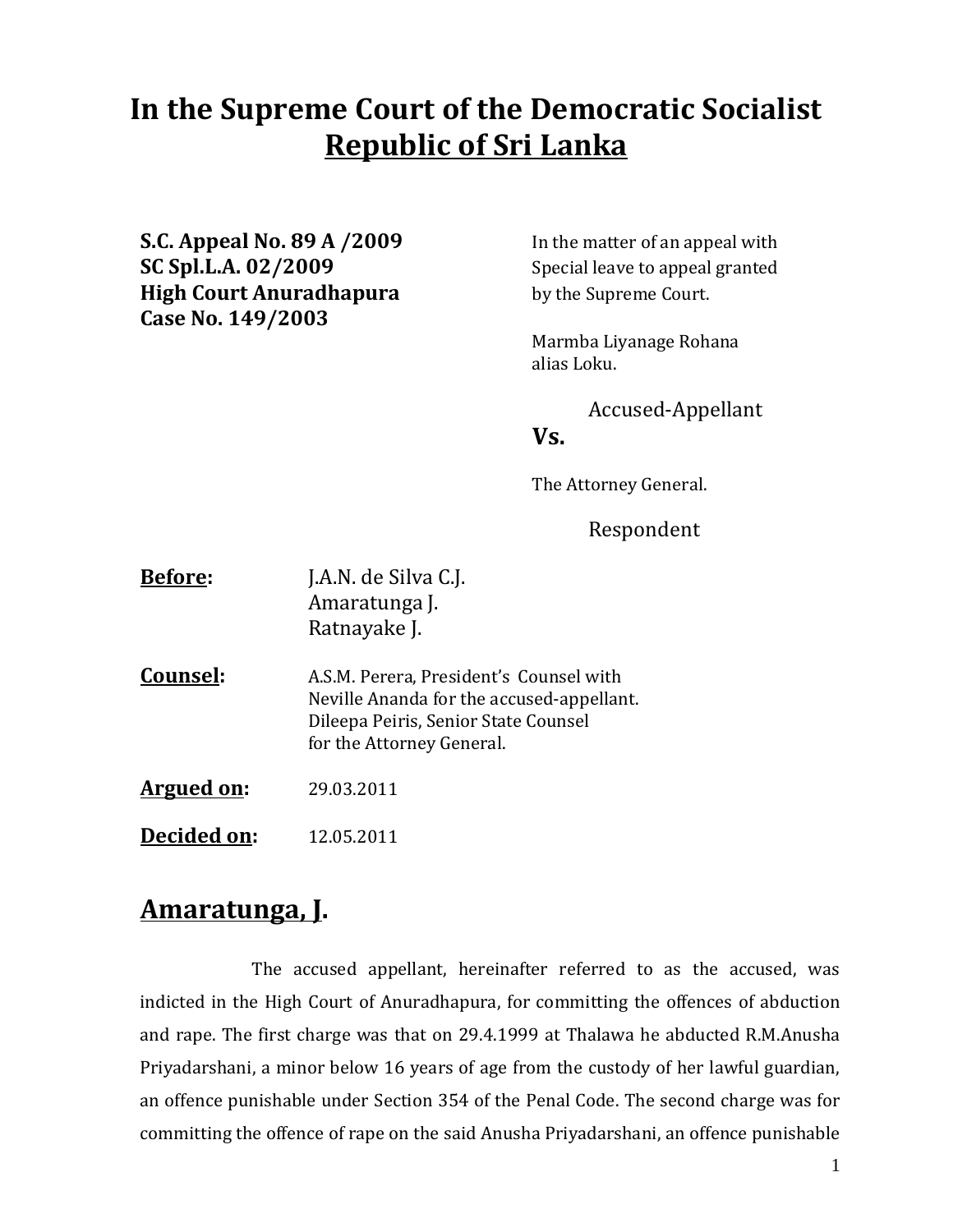# In the Supreme Court of the Democratic Socialist Republic of Sri Lanka

**S.C. Appeal No. 89 A /2009**
**SC Spl.L.A. 02/2009**
**High Court Anuradhapura**
**Case No. 149/2003**

In the matter of an appeal with Special leave to appeal granted by the Supreme Court.

Marmba Liyanage Rohana alias Loku.

Accused-Appellant

**Vs.**

The Attorney General.

Respondent

**Before:** J.A.N. de Silva C.J.
Amaratunga J.
Ratnayake J.

**Counsel:** A.S.M. Perera, President's Counsel with Neville Ananda for the accused-appellant.
Dileepa Peiris, Senior State Counsel for the Attorney General.

**Argued on:** 29.03.2011

**Decided on:** 12.05.2011

## Amaratunga, J.

The accused appellant, hereinafter referred to as the accused, was indicted in the High Court of Anuradhapura, for committing the offences of abduction and rape. The first charge was that on 29.4.1999 at Thalawa he abducted R.M.Anusha Priyadarshani, a minor below 16 years of age from the custody of her lawful guardian, an offence punishable under Section 354 of the Penal Code. The second charge was for committing the offence of rape on the said Anusha Priyadarshani, an offence punishable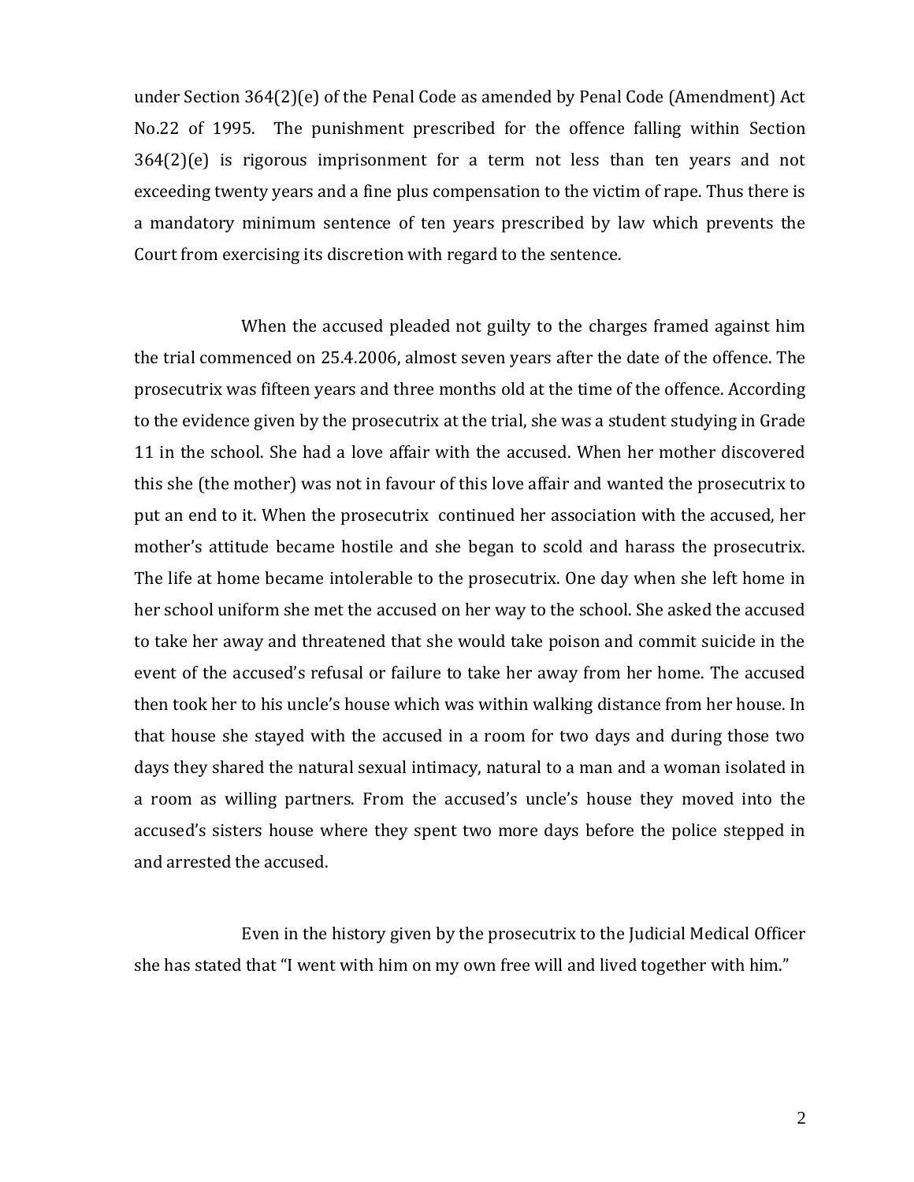under Section 364(2)(e) of the Penal Code as amended by Penal Code (Amendment) Act No.22 of 1995. The punishment prescribed for the offence falling within Section 364(2)(e) is rigorous imprisonment for a term not less than ten years and not exceeding twenty years and a fine plus compensation to the victim of rape. Thus there is a mandatory minimum sentence of ten years prescribed by law which prevents the Court from exercising its discretion with regard to the sentence.

When the accused pleaded not guilty to the charges framed against him the trial commenced on 25.4.2006, almost seven years after the date of the offence. The prosecutrix was fifteen years and three months old at the time of the offence. According to the evidence given by the prosecutrix at the trial, she was a student studying in Grade 11 in the school. She had a love affair with the accused. When her mother discovered this she (the mother) was not in favour of this love affair and wanted the prosecutrix to put an end to it. When the prosecutrix continued her association with the accused, her mother's attitude became hostile and she began to scold and harass the prosecutrix. The life at home became intolerable to the prosecutrix. One day when she left home in her school uniform she met the accused on her way to the school. She asked the accused to take her away and threatened that she would take poison and commit suicide in the event of the accused's refusal or failure to take her away from her home. The accused then took her to his uncle's house which was within walking distance from her house. In that house she stayed with the accused in a room for two days and during those two days they shared the natural sexual intimacy, natural to a man and a woman isolated in a room as willing partners. From the accused's uncle's house they moved into the accused's sisters house where they spent two more days before the police stepped in and arrested the accused.

Even in the history given by the prosecutrix to the Judicial Medical Officer she has stated that "I went with him on my own free will and lived together with him."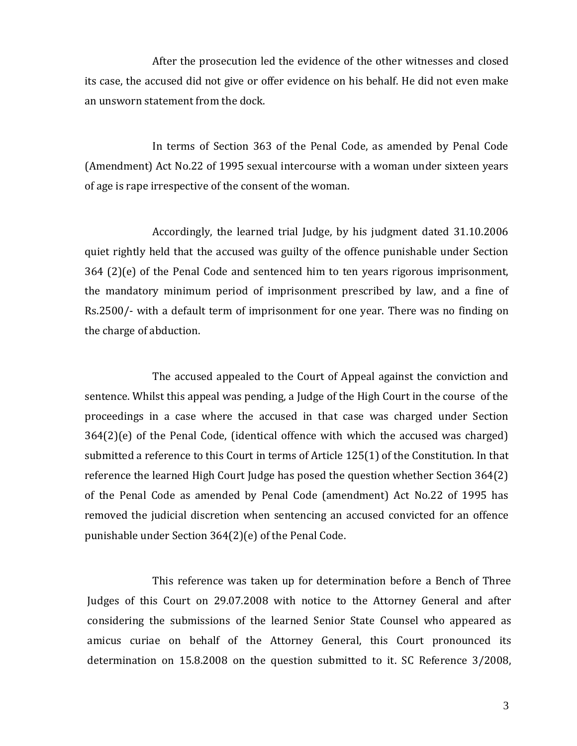After the prosecution led the evidence of the other witnesses and closed its case, the accused did not give or offer evidence on his behalf. He did not even make an unsworn statement from the dock.

In terms of Section 363 of the Penal Code, as amended by Penal Code (Amendment) Act No.22 of 1995 sexual intercourse with a woman under sixteen years of age is rape irrespective of the consent of the woman.

Accordingly, the learned trial Judge, by his judgment dated 31.10.2006 quiet rightly held that the accused was guilty of the offence punishable under Section 364 (2)(e) of the Penal Code and sentenced him to ten years rigorous imprisonment, the mandatory minimum period of imprisonment prescribed by law, and a fine of Rs.2500/- with a default term of imprisonment for one year. There was no finding on the charge of abduction.

The accused appealed to the Court of Appeal against the conviction and sentence. Whilst this appeal was pending, a Judge of the High Court in the course of the proceedings in a case where the accused in that case was charged under Section 364(2)(e) of the Penal Code, (identical offence with which the accused was charged) submitted a reference to this Court in terms of Article 125(1) of the Constitution. In that reference the learned High Court Judge has posed the question whether Section 364(2) of the Penal Code as amended by Penal Code (amendment) Act No.22 of 1995 has removed the judicial discretion when sentencing an accused convicted for an offence punishable under Section 364(2)(e) of the Penal Code.

This reference was taken up for determination before a Bench of Three Judges of this Court on 29.07.2008 with notice to the Attorney General and after considering the submissions of the learned Senior State Counsel who appeared as amicus curiae on behalf of the Attorney General, this Court pronounced its determination on 15.8.2008 on the question submitted to it. SC Reference 3/2008,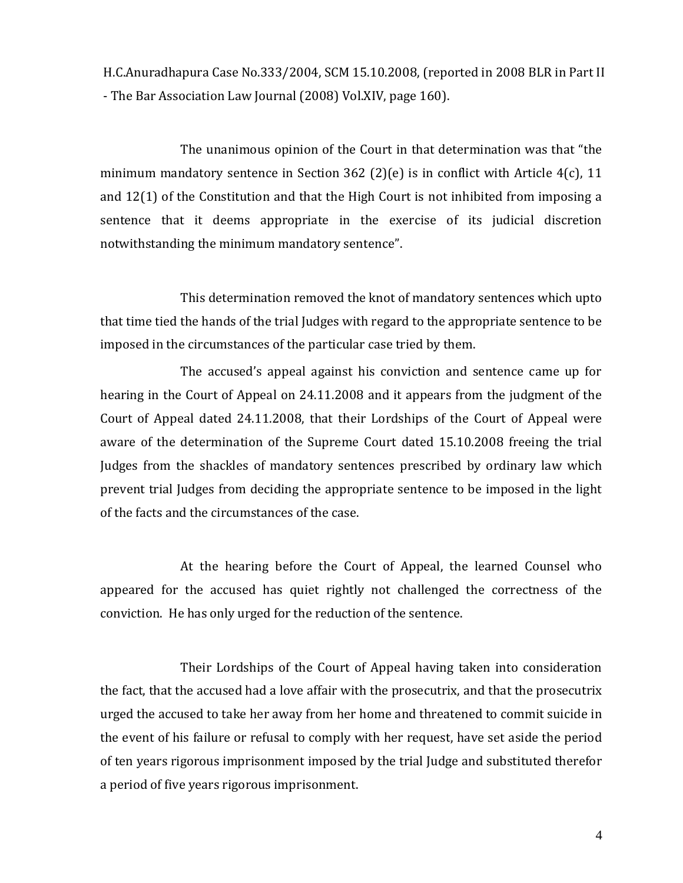H.C.Anuradhapura Case No.333/2004, SCM 15.10.2008, (reported in 2008 BLR in Part II - The Bar Association Law Journal (2008) Vol.XIV, page 160).

The unanimous opinion of the Court in that determination was that "the minimum mandatory sentence in Section 362 (2)(e) is in conflict with Article 4(c), 11 and 12(1) of the Constitution and that the High Court is not inhibited from imposing a sentence that it deems appropriate in the exercise of its judicial discretion notwithstanding the minimum mandatory sentence".

This determination removed the knot of mandatory sentences which upto that time tied the hands of the trial Judges with regard to the appropriate sentence to be imposed in the circumstances of the particular case tried by them.

The accused's appeal against his conviction and sentence came up for hearing in the Court of Appeal on 24.11.2008 and it appears from the judgment of the Court of Appeal dated 24.11.2008, that their Lordships of the Court of Appeal were aware of the determination of the Supreme Court dated 15.10.2008 freeing the trial Judges from the shackles of mandatory sentences prescribed by ordinary law which prevent trial Judges from deciding the appropriate sentence to be imposed in the light of the facts and the circumstances of the case.

At the hearing before the Court of Appeal, the learned Counsel who appeared for the accused has quiet rightly not challenged the correctness of the conviction. He has only urged for the reduction of the sentence.

Their Lordships of the Court of Appeal having taken into consideration the fact, that the accused had a love affair with the prosecutrix, and that the prosecutrix urged the accused to take her away from her home and threatened to commit suicide in the event of his failure or refusal to comply with her request, have set aside the period of ten years rigorous imprisonment imposed by the trial Judge and substituted therefor a period of five years rigorous imprisonment.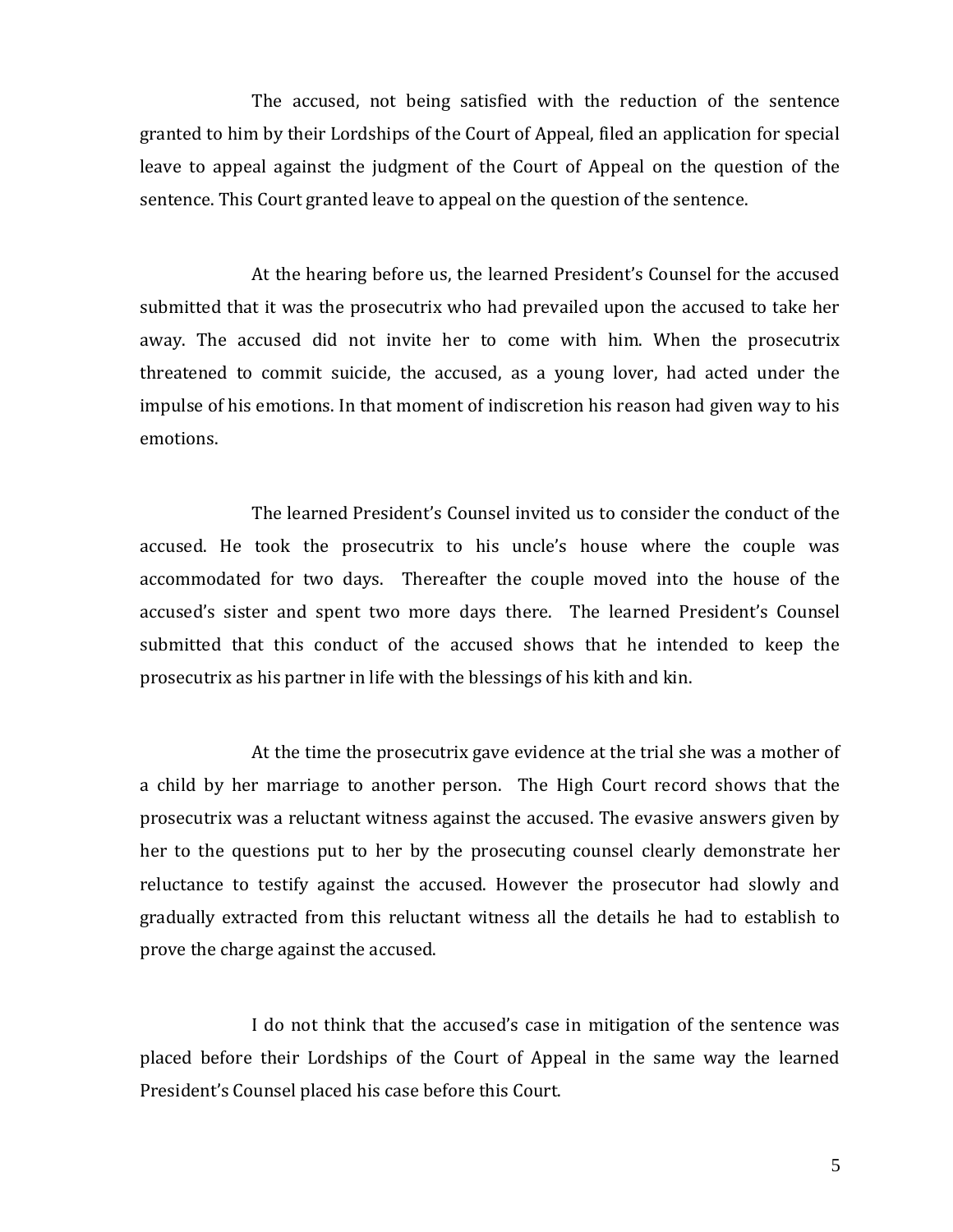The accused, not being satisfied with the reduction of the sentence granted to him by their Lordships of the Court of Appeal, filed an application for special leave to appeal against the judgment of the Court of Appeal on the question of the sentence. This Court granted leave to appeal on the question of the sentence.

At the hearing before us, the learned President's Counsel for the accused submitted that it was the prosecutrix who had prevailed upon the accused to take her away. The accused did not invite her to come with him. When the prosecutrix threatened to commit suicide, the accused, as a young lover, had acted under the impulse of his emotions. In that moment of indiscretion his reason had given way to his emotions.

The learned President's Counsel invited us to consider the conduct of the accused. He took the prosecutrix to his uncle's house where the couple was accommodated for two days. Thereafter the couple moved into the house of the accused's sister and spent two more days there. The learned President's Counsel submitted that this conduct of the accused shows that he intended to keep the prosecutrix as his partner in life with the blessings of his kith and kin.

At the time the prosecutrix gave evidence at the trial she was a mother of a child by her marriage to another person. The High Court record shows that the prosecutrix was a reluctant witness against the accused. The evasive answers given by her to the questions put to her by the prosecuting counsel clearly demonstrate her reluctance to testify against the accused. However the prosecutor had slowly and gradually extracted from this reluctant witness all the details he had to establish to prove the charge against the accused.

I do not think that the accused's case in mitigation of the sentence was placed before their Lordships of the Court of Appeal in the same way the learned President's Counsel placed his case before this Court.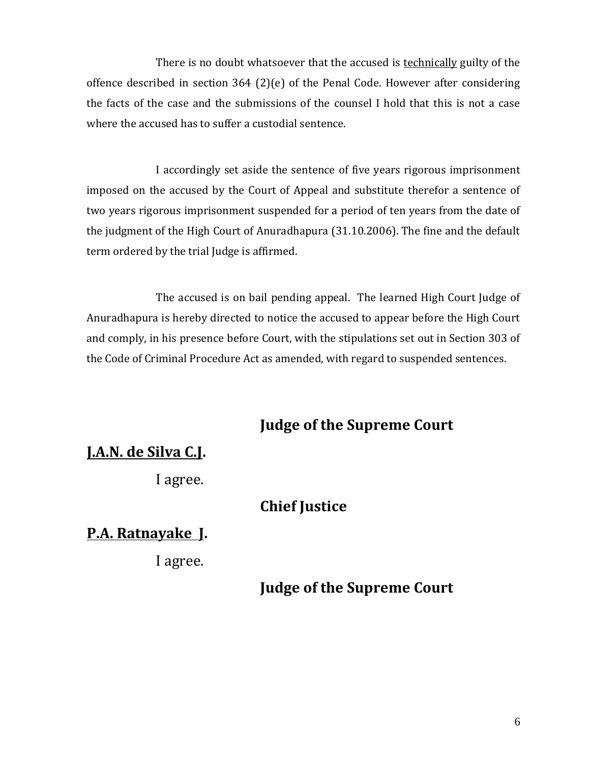There is no doubt whatsoever that the accused is <u>technically</u> guilty of the offence described in section 364 (2)(e) of the Penal Code. However after considering the facts of the case and the submissions of the counsel I hold that this is not a case where the accused has to suffer a custodial sentence.

I accordingly set aside the sentence of five years rigorous imprisonment imposed on the accused by the Court of Appeal and substitute therefor a sentence of two years rigorous imprisonment suspended for a period of ten years from the date of the judgment of the High Court of Anuradhapura (31.10.2006). The fine and the default term ordered by the trial Judge is affirmed.

The accused is on bail pending appeal. The learned High Court Judge of Anuradhapura is hereby directed to notice the accused to appear before the High Court and comply, in his presence before Court, with the stipulations set out in Section 303 of the Code of Criminal Procedure Act as amended, with regard to suspended sentences.

**Judge of the Supreme Court**

**<u>J.A.N. de Silva C.J</u>.**

I agree.

**Chief Justice**

**<u>P.A. Ratnayake J</u>.**

I agree.

**Judge of the Supreme Court**